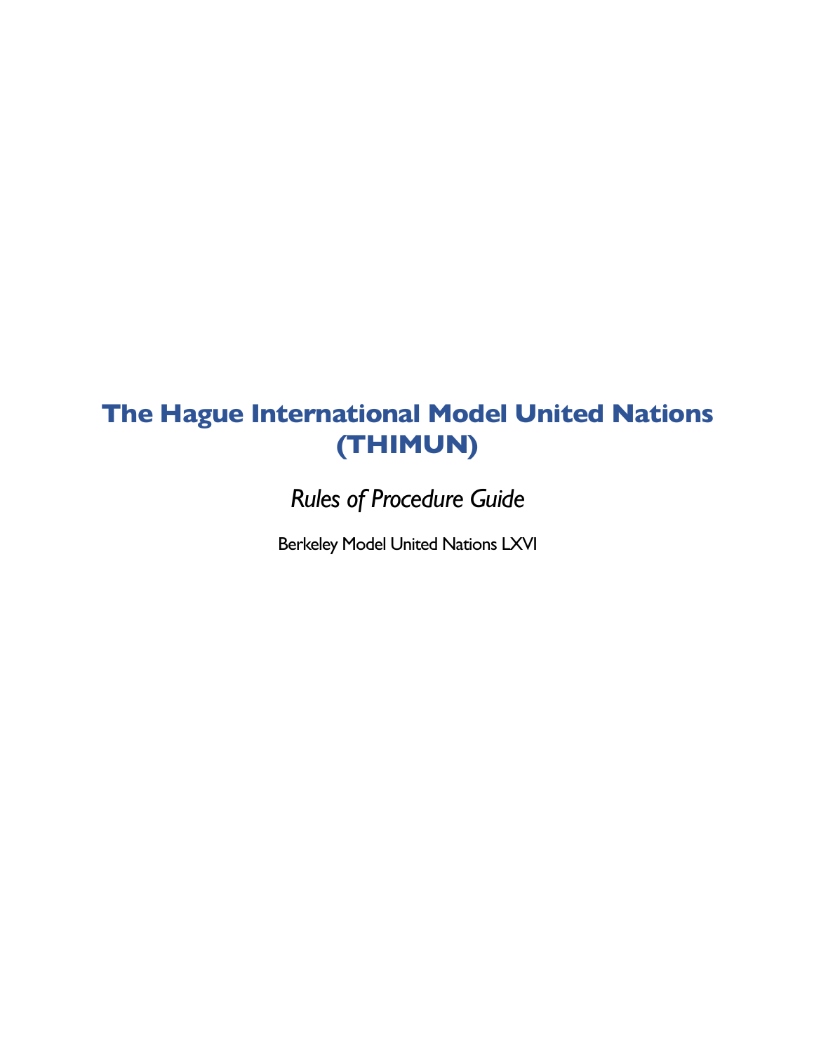# The Hague International Model United Nations (THIMUN)

*Rules of Procedure Guide*

Berkeley Model United Nations LXVI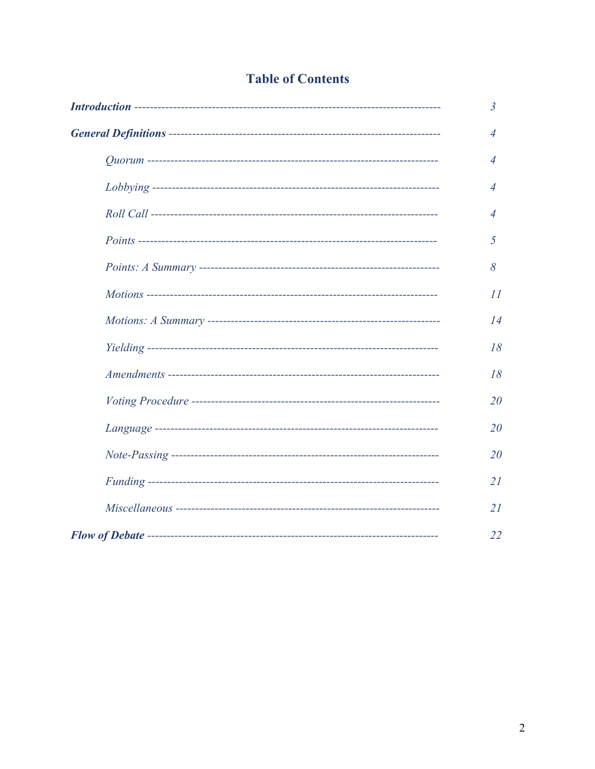## Table of Contents

| | |
|---|---|
| ***Introduction*** | *3* |
| ***General Definitions*** | *4* |
| &nbsp;&nbsp;&nbsp;&nbsp;*Quorum* | *4* |
| &nbsp;&nbsp;&nbsp;&nbsp;*Lobbying* | *4* |
| &nbsp;&nbsp;&nbsp;&nbsp;*Roll Call* | *4* |
| &nbsp;&nbsp;&nbsp;&nbsp;*Points* | *5* |
| &nbsp;&nbsp;&nbsp;&nbsp;*Points: A Summary* | *8* |
| &nbsp;&nbsp;&nbsp;&nbsp;*Motions* | *11* |
| &nbsp;&nbsp;&nbsp;&nbsp;*Motions: A Summary* | *14* |
| &nbsp;&nbsp;&nbsp;&nbsp;*Yielding* | *18* |
| &nbsp;&nbsp;&nbsp;&nbsp;*Amendments* | *18* |
| &nbsp;&nbsp;&nbsp;&nbsp;*Voting Procedure* | *20* |
| &nbsp;&nbsp;&nbsp;&nbsp;*Language* | *20* |
| &nbsp;&nbsp;&nbsp;&nbsp;*Note-Passing* | *20* |
| &nbsp;&nbsp;&nbsp;&nbsp;*Funding* | *21* |
| &nbsp;&nbsp;&nbsp;&nbsp;*Miscellaneous* | *21* |
| ***Flow of Debate*** | *22* |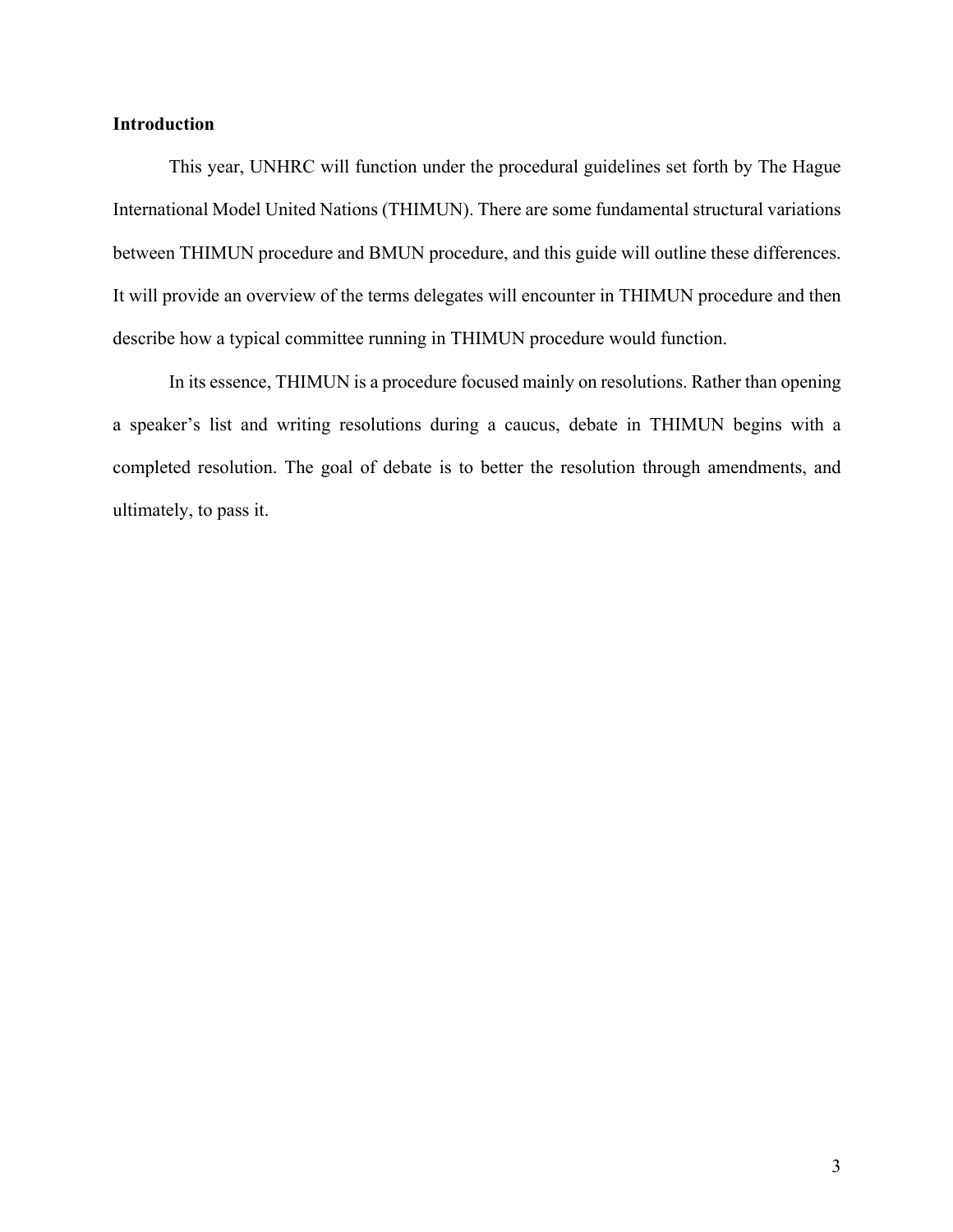## Introduction

This year, UNHRC will function under the procedural guidelines set forth by The Hague International Model United Nations (THIMUN). There are some fundamental structural variations between THIMUN procedure and BMUN procedure, and this guide will outline these differences. It will provide an overview of the terms delegates will encounter in THIMUN procedure and then describe how a typical committee running in THIMUN procedure would function.

In its essence, THIMUN is a procedure focused mainly on resolutions. Rather than opening a speaker's list and writing resolutions during a caucus, debate in THIMUN begins with a completed resolution. The goal of debate is to better the resolution through amendments, and ultimately, to pass it.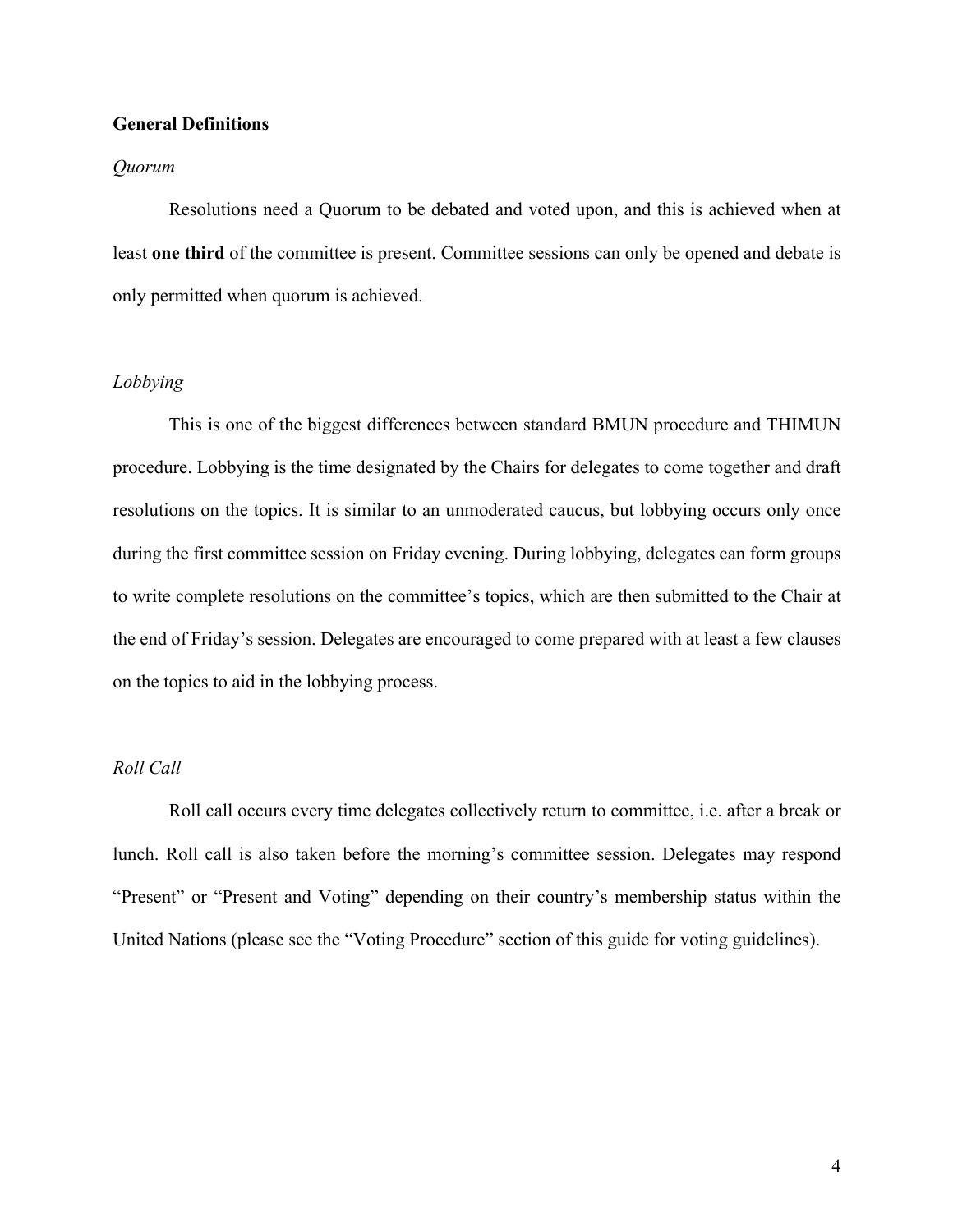## General Definitions

### *Quorum*

Resolutions need a Quorum to be debated and voted upon, and this is achieved when at least **one third** of the committee is present. Committee sessions can only be opened and debate is only permitted when quorum is achieved.

### *Lobbying*

This is one of the biggest differences between standard BMUN procedure and THIMUN procedure. Lobbying is the time designated by the Chairs for delegates to come together and draft resolutions on the topics. It is similar to an unmoderated caucus, but lobbying occurs only once during the first committee session on Friday evening. During lobbying, delegates can form groups to write complete resolutions on the committee's topics, which are then submitted to the Chair at the end of Friday's session. Delegates are encouraged to come prepared with at least a few clauses on the topics to aid in the lobbying process.

### *Roll Call*

Roll call occurs every time delegates collectively return to committee, i.e. after a break or lunch. Roll call is also taken before the morning's committee session. Delegates may respond "Present" or "Present and Voting" depending on their country's membership status within the United Nations (please see the "Voting Procedure" section of this guide for voting guidelines).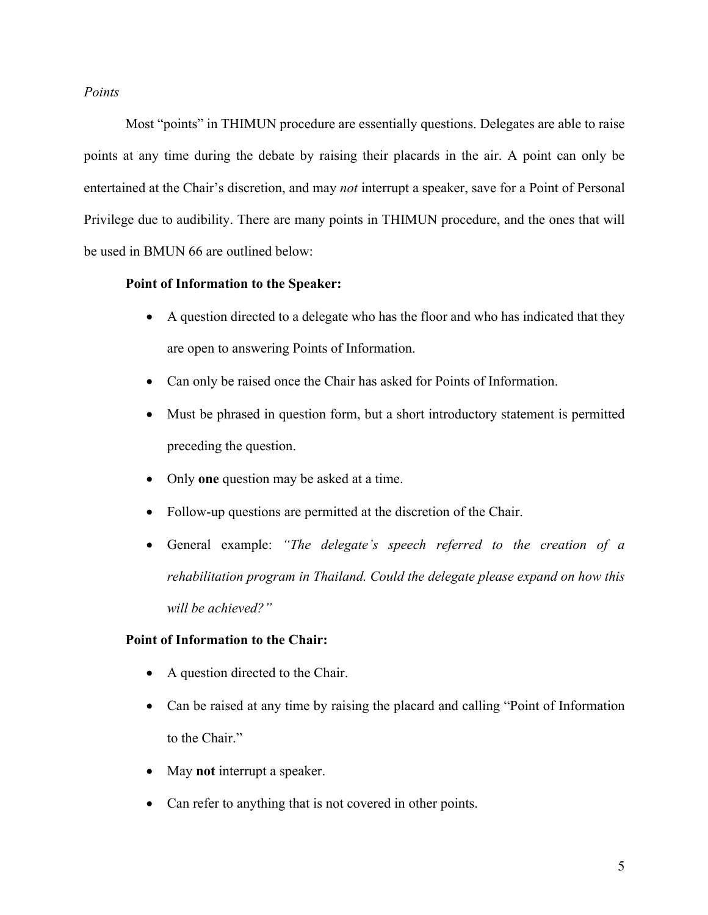*Points*

Most “points” in THIMUN procedure are essentially questions. Delegates are able to raise points at any time during the debate by raising their placards in the air. A point can only be entertained at the Chair’s discretion, and may *not* interrupt a speaker, save for a Point of Personal Privilege due to audibility. There are many points in THIMUN procedure, and the ones that will be used in BMUN 66 are outlined below:

**Point of Information to the Speaker:**

- A question directed to a delegate who has the floor and who has indicated that they are open to answering Points of Information.
- Can only be raised once the Chair has asked for Points of Information.
- Must be phrased in question form, but a short introductory statement is permitted preceding the question.
- Only **one** question may be asked at a time.
- Follow-up questions are permitted at the discretion of the Chair.
- General example: *“The delegate’s speech referred to the creation of a rehabilitation program in Thailand. Could the delegate please expand on how this will be achieved?”*

**Point of Information to the Chair:**

- A question directed to the Chair.
- Can be raised at any time by raising the placard and calling “Point of Information to the Chair.”
- May **not** interrupt a speaker.
- Can refer to anything that is not covered in other points.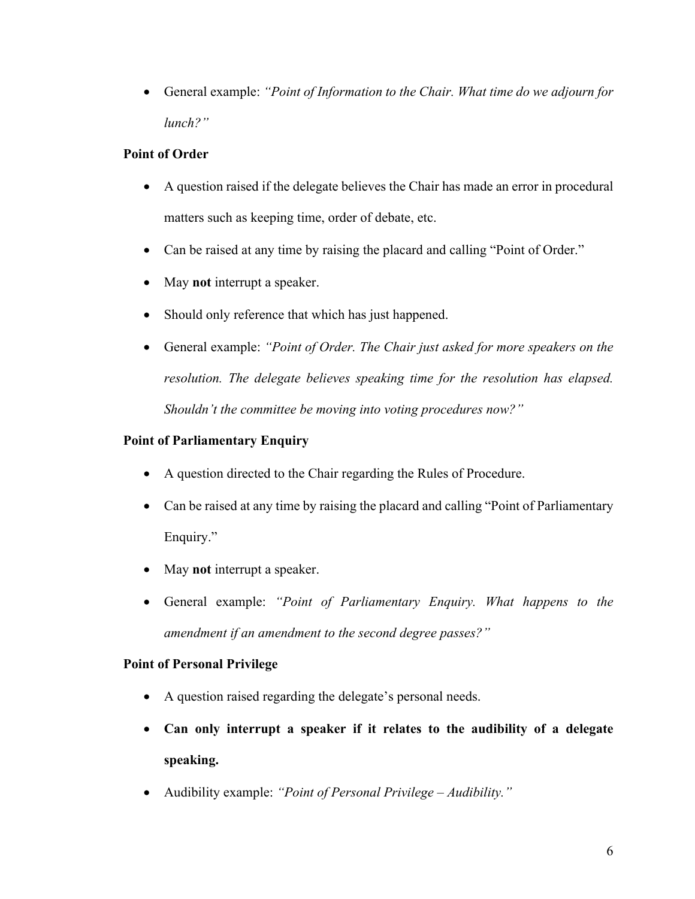- General example: *"Point of Information to the Chair. What time do we adjourn for lunch?"*

**Point of Order**

- A question raised if the delegate believes the Chair has made an error in procedural matters such as keeping time, order of debate, etc.
- Can be raised at any time by raising the placard and calling "Point of Order."
- May **not** interrupt a speaker.
- Should only reference that which has just happened.
- General example: *"Point of Order. The Chair just asked for more speakers on the resolution. The delegate believes speaking time for the resolution has elapsed. Shouldn't the committee be moving into voting procedures now?"*

**Point of Parliamentary Enquiry**

- A question directed to the Chair regarding the Rules of Procedure.
- Can be raised at any time by raising the placard and calling "Point of Parliamentary Enquiry."
- May **not** interrupt a speaker.
- General example: *"Point of Parliamentary Enquiry. What happens to the amendment if an amendment to the second degree passes?"*

**Point of Personal Privilege**

- A question raised regarding the delegate's personal needs.
- **Can only interrupt a speaker if it relates to the audibility of a delegate speaking.**
- Audibility example: *"Point of Personal Privilege – Audibility."*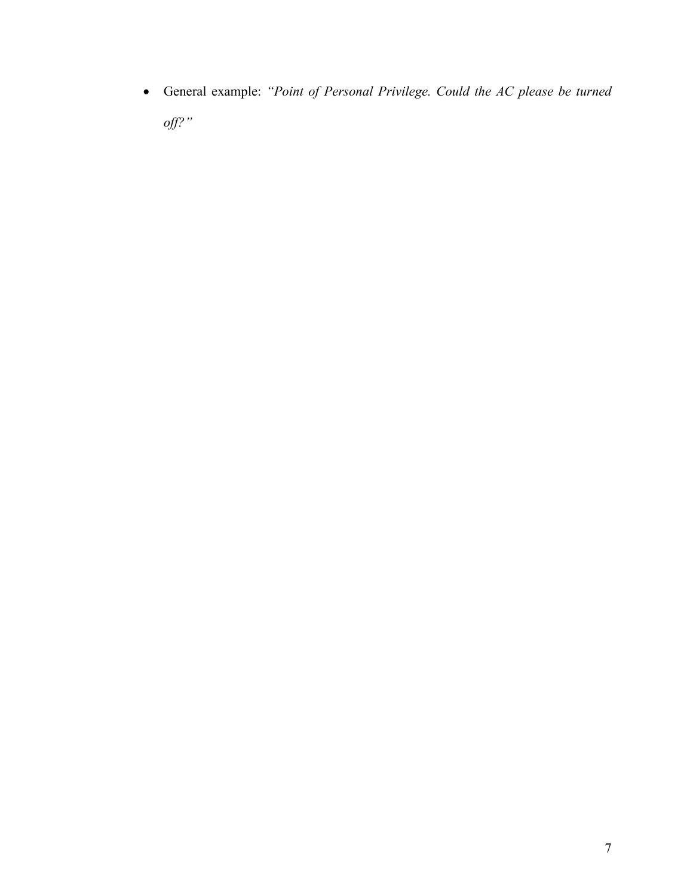- General example: *"Point of Personal Privilege. Could the AC please be turned off?"*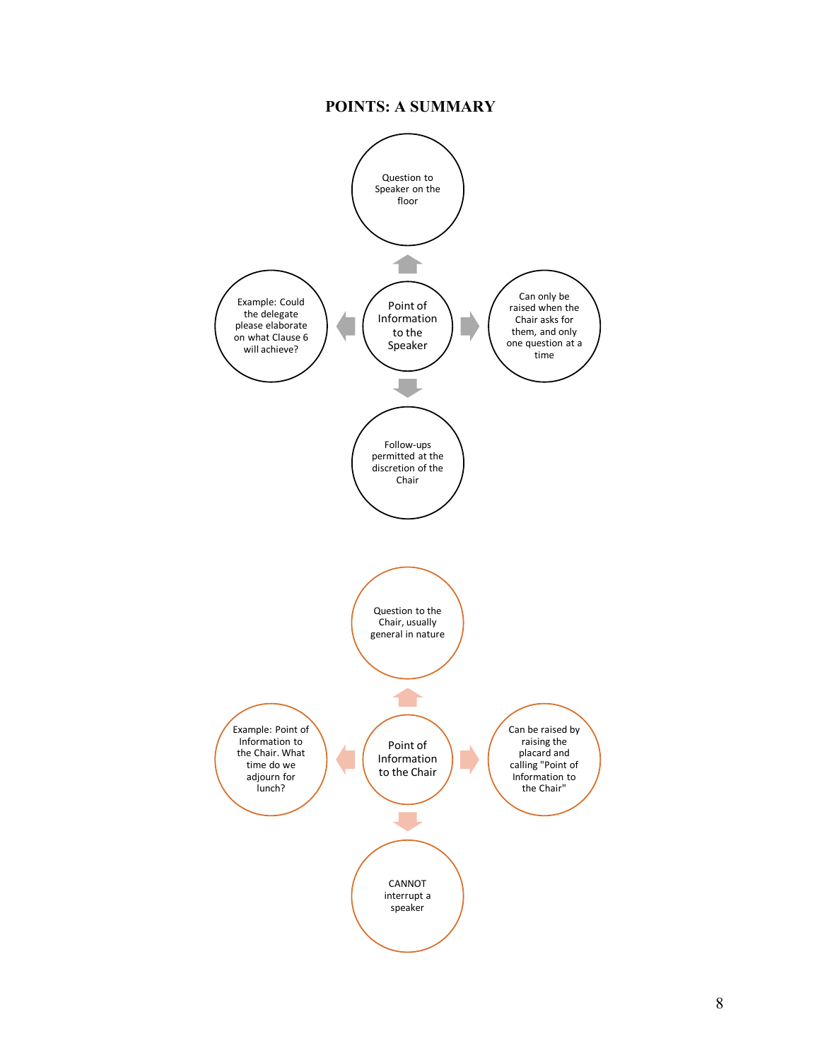# POINTS: A SUMMARY

**Point of Information to the Speaker**

- Question to Speaker on the floor
- Can only be raised when the Chair asks for them, and only one question at a time
- Follow-ups permitted at the discretion of the Chair
- Example: Could the delegate please elaborate on what Clause 6 will achieve?

**Point of Information to the Chair**

- Question to the Chair, usually general in nature
- Can be raised by raising the placard and calling "Point of Information to the Chair"
- CANNOT interrupt a speaker
- Example: Point of Information to the Chair. What time do we adjourn for lunch?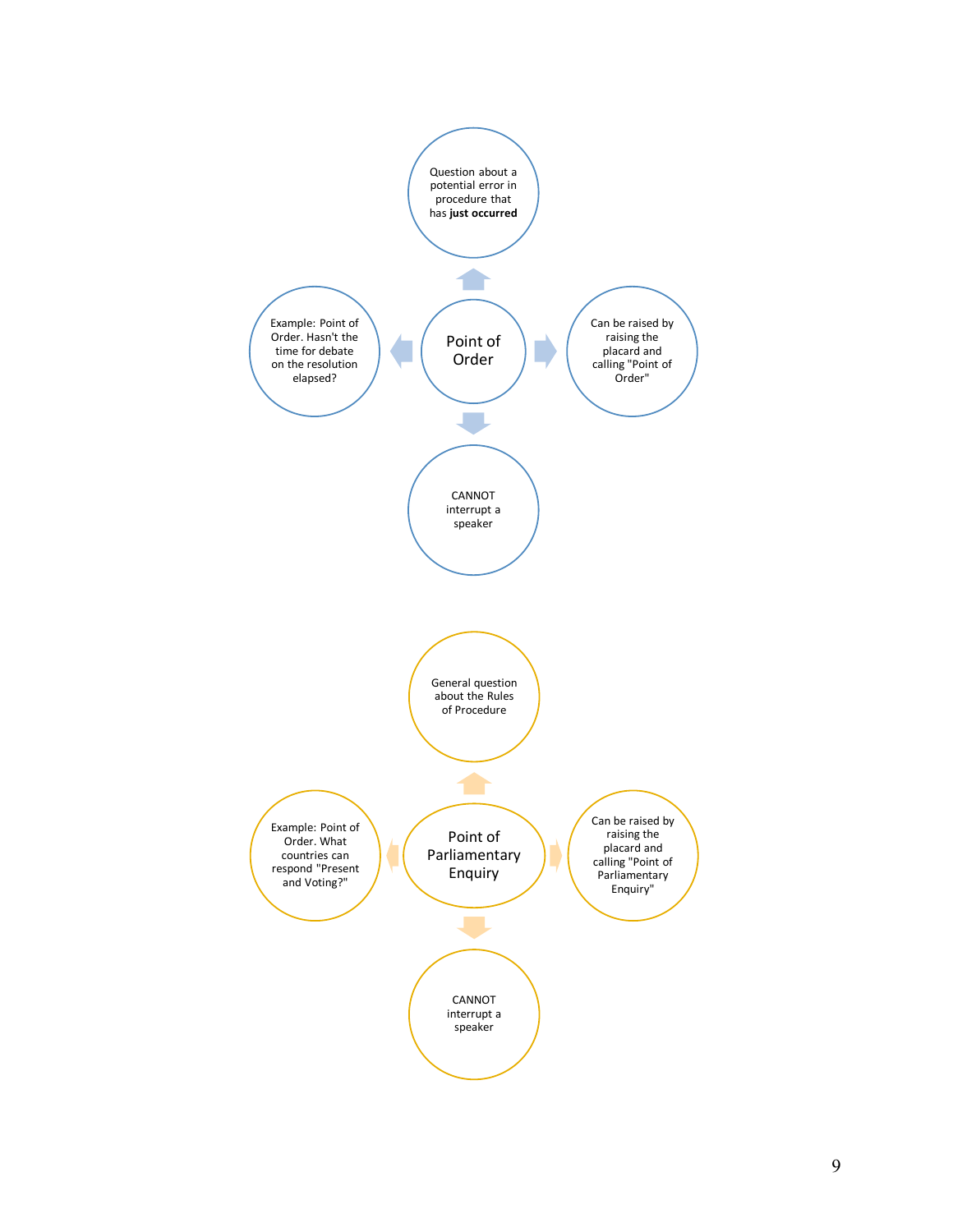### Point of Order

- Question about a potential error in procedure that has **just occurred**
- Can be raised by raising the placard and calling "Point of Order"
- CANNOT interrupt a speaker
- Example: Point of Order. Hasn't the time for debate on the resolution elapsed?

### Point of Parliamentary Enquiry

- General question about the Rules of Procedure
- Can be raised by raising the placard and calling "Point of Parliamentary Enquiry"
- CANNOT interrupt a speaker
- Example: Point of Order. What countries can respond "Present and Voting?"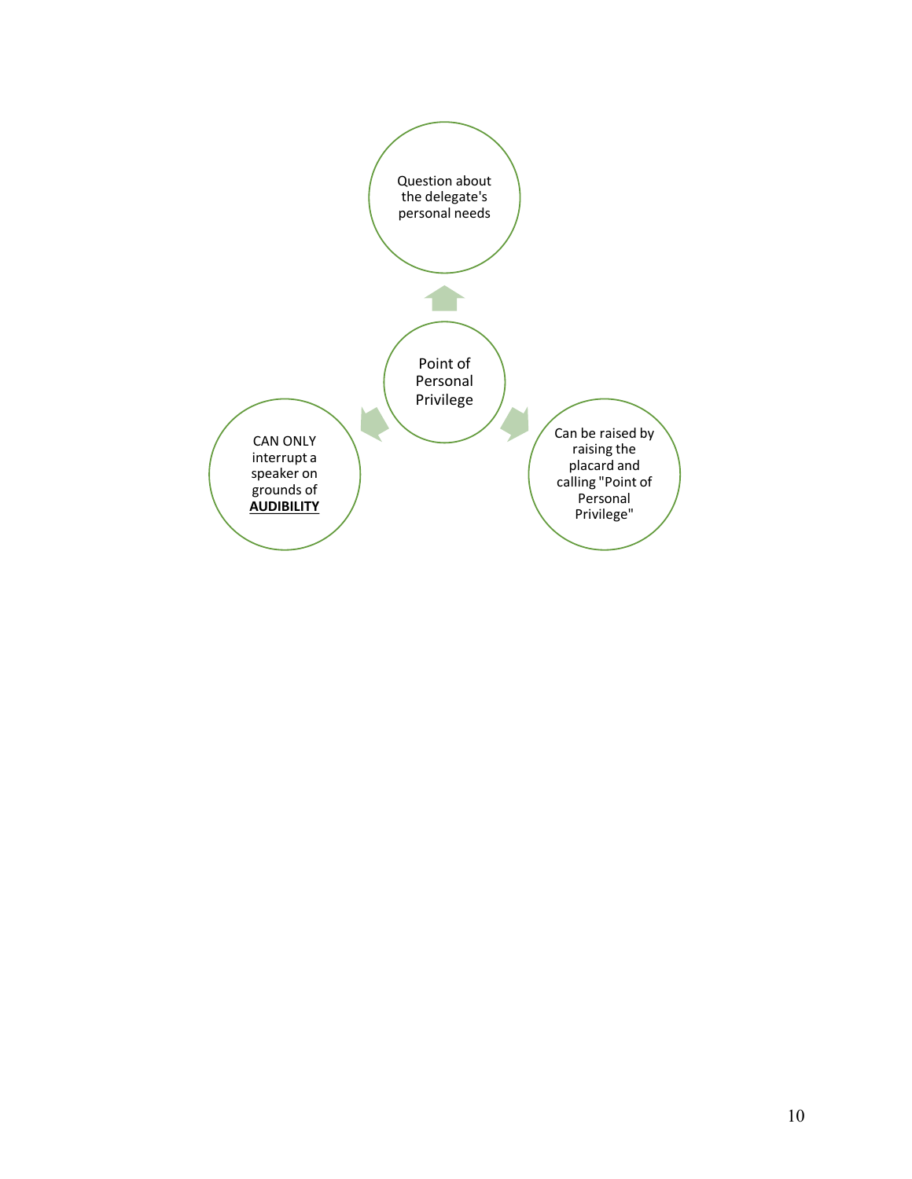Point of Personal Privilege

- Question about the delegate's personal needs
- Can be raised by raising the placard and calling "Point of Personal Privilege"
- CAN ONLY interrupt a speaker on grounds of **AUDIBILITY**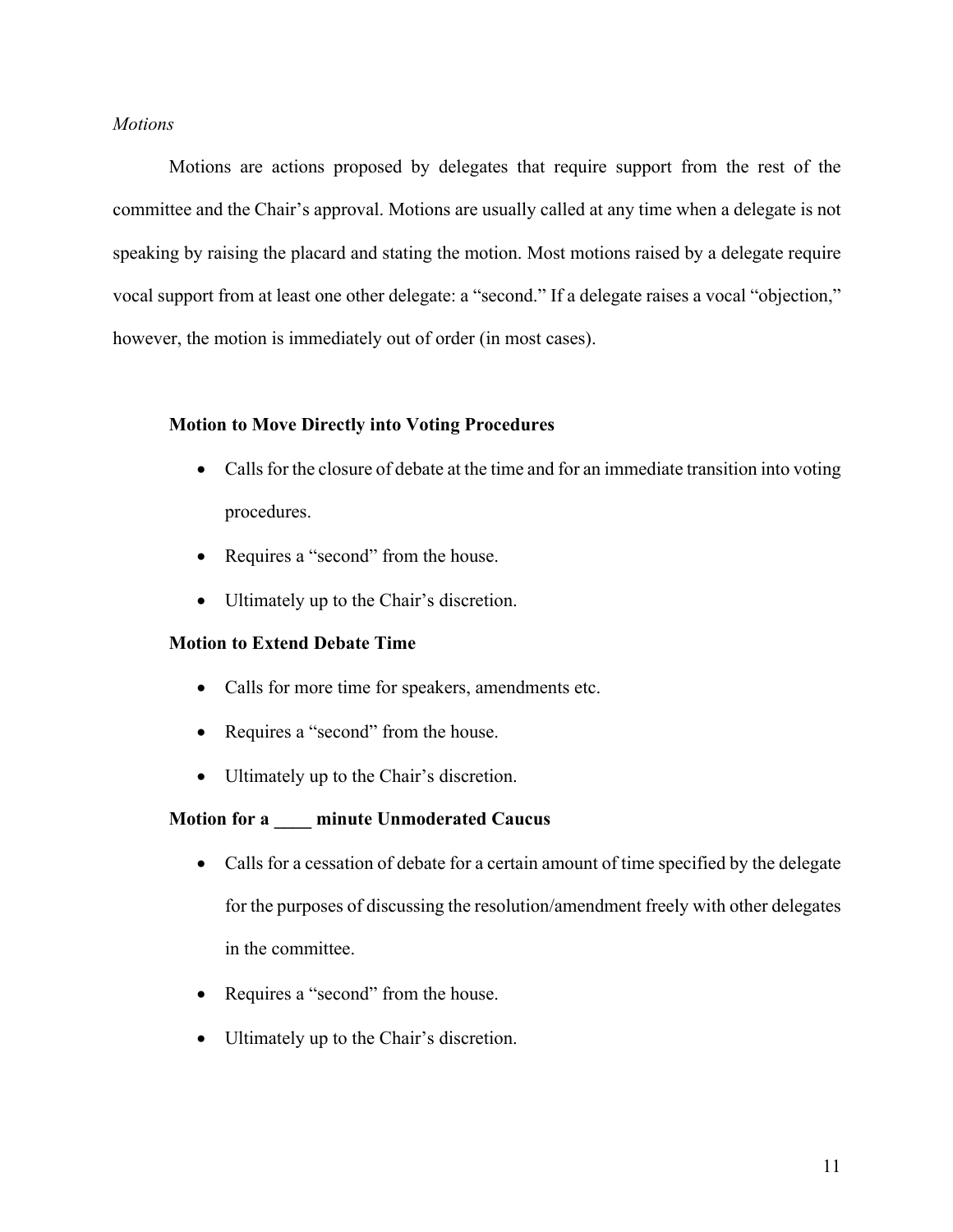*Motions*

Motions are actions proposed by delegates that require support from the rest of the committee and the Chair's approval. Motions are usually called at any time when a delegate is not speaking by raising the placard and stating the motion. Most motions raised by a delegate require vocal support from at least one other delegate: a "second." If a delegate raises a vocal "objection," however, the motion is immediately out of order (in most cases).

**Motion to Move Directly into Voting Procedures**

- Calls for the closure of debate at the time and for an immediate transition into voting procedures.
- Requires a "second" from the house.
- Ultimately up to the Chair's discretion.

**Motion to Extend Debate Time**

- Calls for more time for speakers, amendments etc.
- Requires a "second" from the house.
- Ultimately up to the Chair's discretion.

**Motion for a ____ minute Unmoderated Caucus**

- Calls for a cessation of debate for a certain amount of time specified by the delegate for the purposes of discussing the resolution/amendment freely with other delegates in the committee.
- Requires a "second" from the house.
- Ultimately up to the Chair's discretion.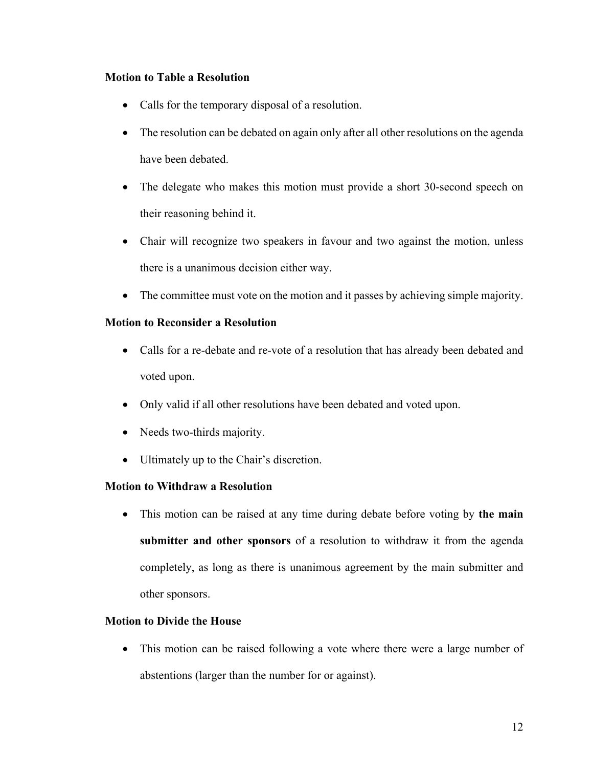**Motion to Table a Resolution**

- Calls for the temporary disposal of a resolution.
- The resolution can be debated on again only after all other resolutions on the agenda have been debated.
- The delegate who makes this motion must provide a short 30-second speech on their reasoning behind it.
- Chair will recognize two speakers in favour and two against the motion, unless there is a unanimous decision either way.
- The committee must vote on the motion and it passes by achieving simple majority.

**Motion to Reconsider a Resolution**

- Calls for a re-debate and re-vote of a resolution that has already been debated and voted upon.
- Only valid if all other resolutions have been debated and voted upon.
- Needs two-thirds majority.
- Ultimately up to the Chair's discretion.

**Motion to Withdraw a Resolution**

- This motion can be raised at any time during debate before voting by **the main submitter and other sponsors** of a resolution to withdraw it from the agenda completely, as long as there is unanimous agreement by the main submitter and other sponsors.

**Motion to Divide the House**

- This motion can be raised following a vote where there were a large number of abstentions (larger than the number for or against).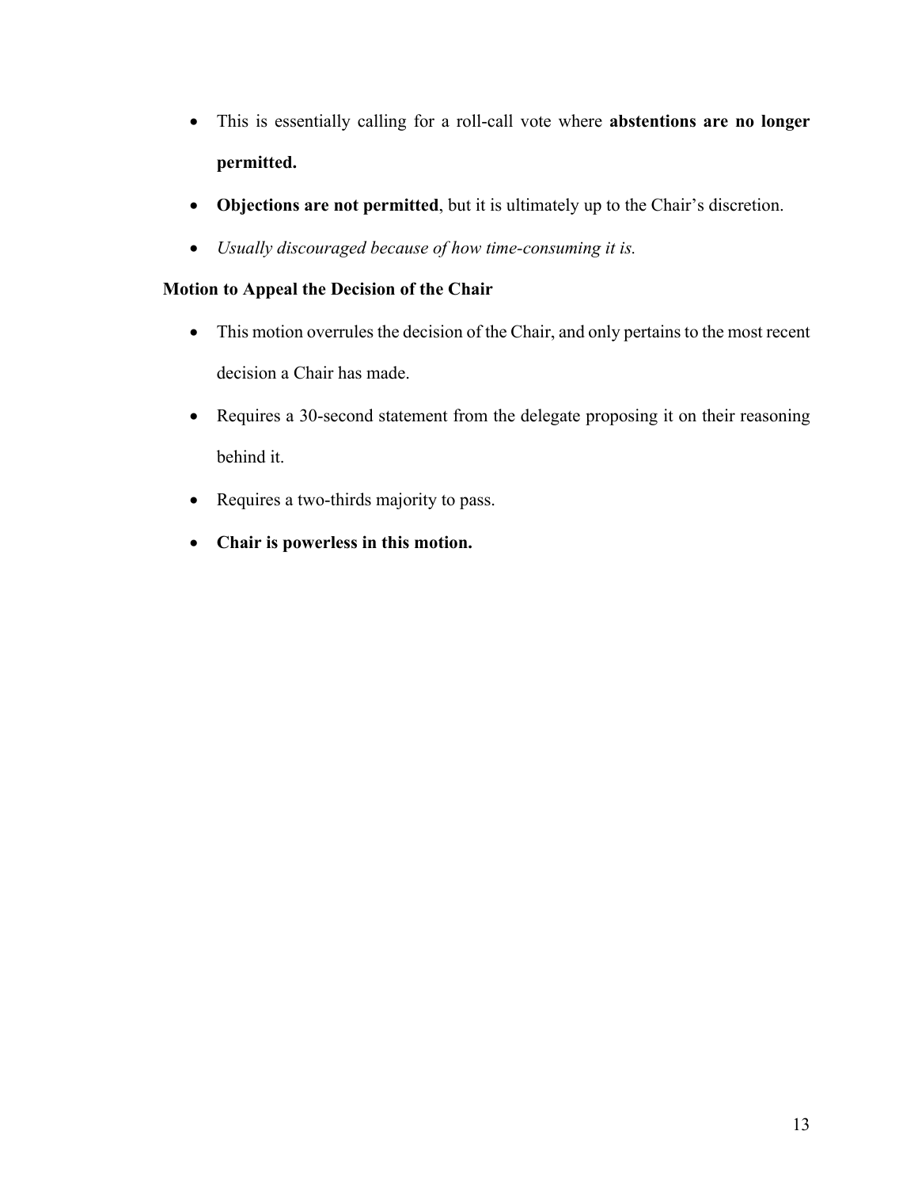- This is essentially calling for a roll-call vote where **abstentions are no longer permitted.**
- **Objections are not permitted**, but it is ultimately up to the Chair's discretion.
- *Usually discouraged because of how time-consuming it is.*

**Motion to Appeal the Decision of the Chair**

- This motion overrules the decision of the Chair, and only pertains to the most recent decision a Chair has made.
- Requires a 30-second statement from the delegate proposing it on their reasoning behind it.
- Requires a two-thirds majority to pass.
- **Chair is powerless in this motion.**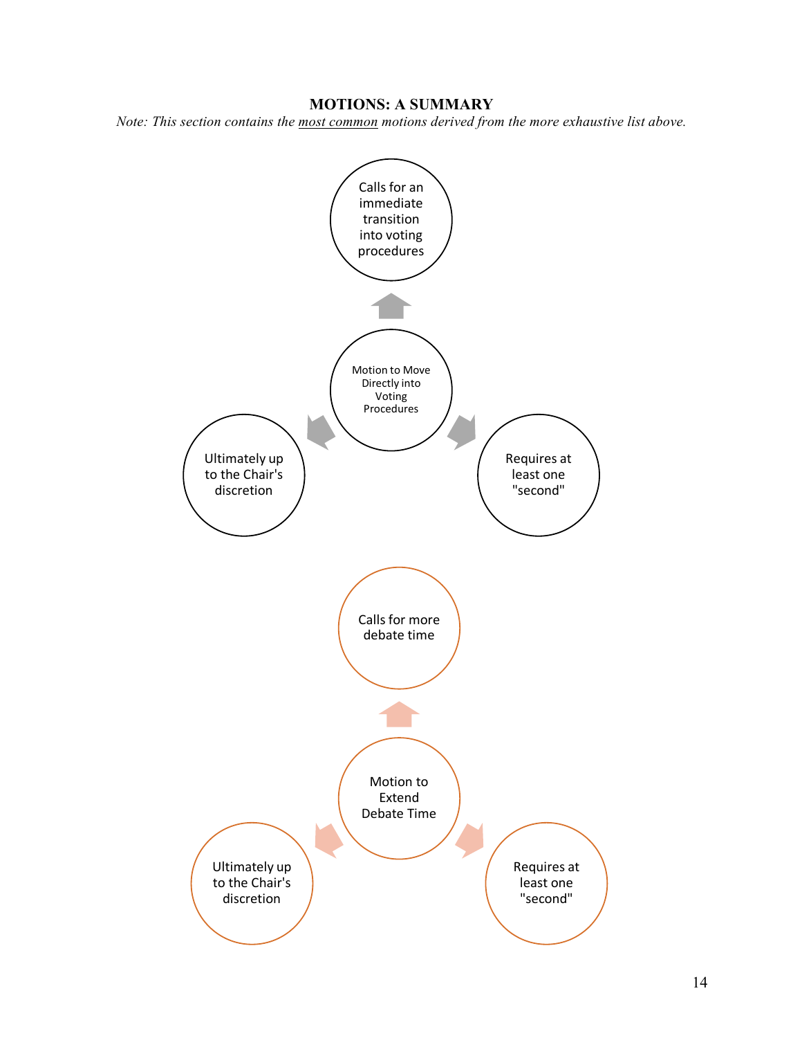**MOTIONS: A SUMMARY**

*Note: This section contains the most common motions derived from the more exhaustive list above.*

**Motion to Move Directly into Voting Procedures**

- Calls for an immediate transition into voting procedures
- Ultimately up to the Chair's discretion
- Requires at least one "second"

**Motion to Extend Debate Time**

- Calls for more debate time
- Ultimately up to the Chair's discretion
- Requires at least one "second"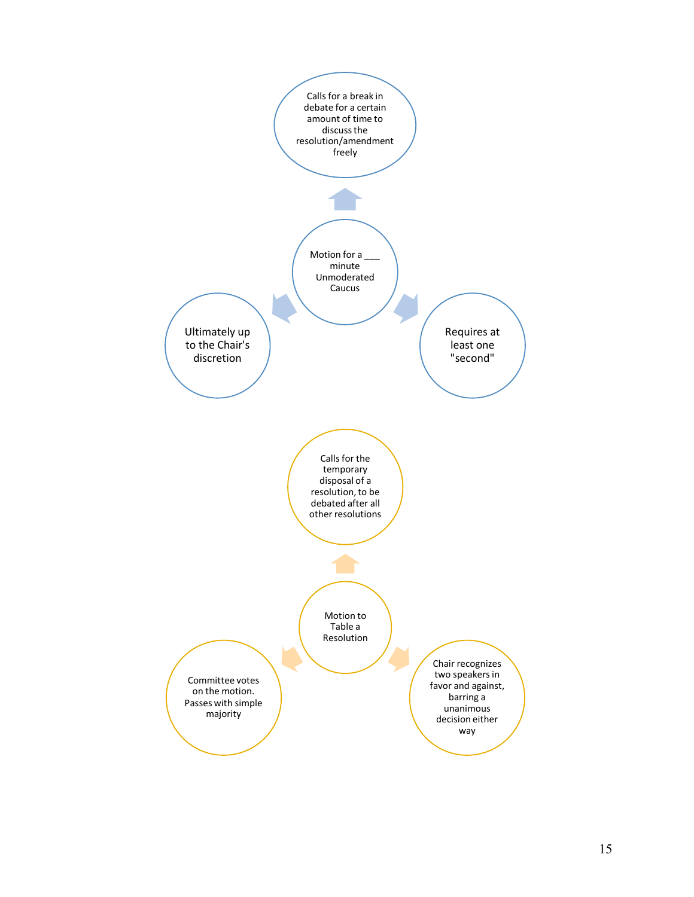**Motion for a ___ minute Unmoderated Caucus**

- Calls for a break in debate for a certain amount of time to discuss the resolution/amendment freely
- Ultimately up to the Chair's discretion
- Requires at least one "second"

**Motion to Table a Resolution**

- Calls for the temporary disposal of a resolution, to be debated after all other resolutions
- Committee votes on the motion. Passes with simple majority
- Chair recognizes two speakers in favor and against, barring a unanimous decision either way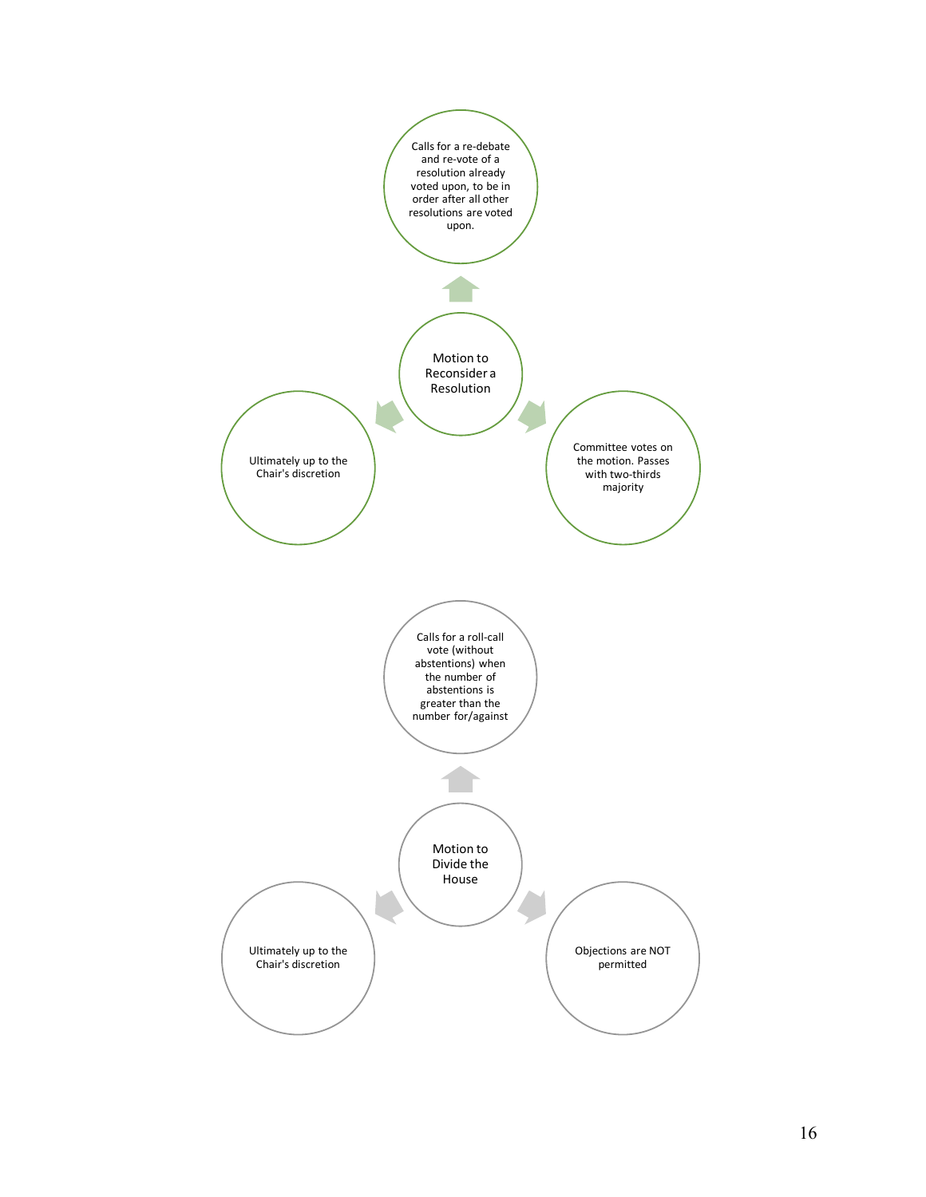## Motion to Reconsider a Resolution

- Calls for a re-debate and re-vote of a resolution already voted upon, to be in order after all other resolutions are voted upon.
- Ultimately up to the Chair's discretion
- Committee votes on the motion. Passes with two-thirds majority

## Motion to Divide the House

- Calls for a roll-call vote (without abstentions) when the number of abstentions is greater than the number for/against
- Ultimately up to the Chair's discretion
- Objections are NOT permitted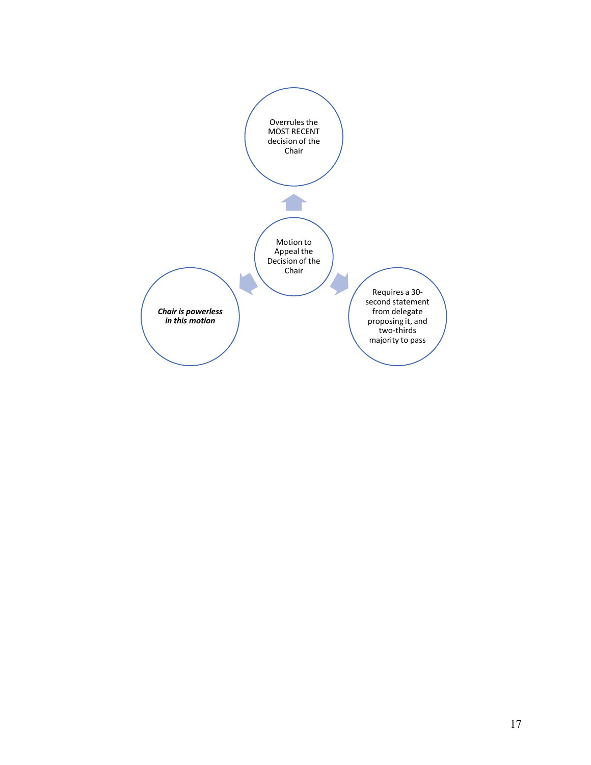Overrules the MOST RECENT decision of the Chair

Motion to Appeal the Decision of the Chair

***Chair is powerless in this motion***

Requires a 30-second statement from delegate proposing it, and two-thirds majority to pass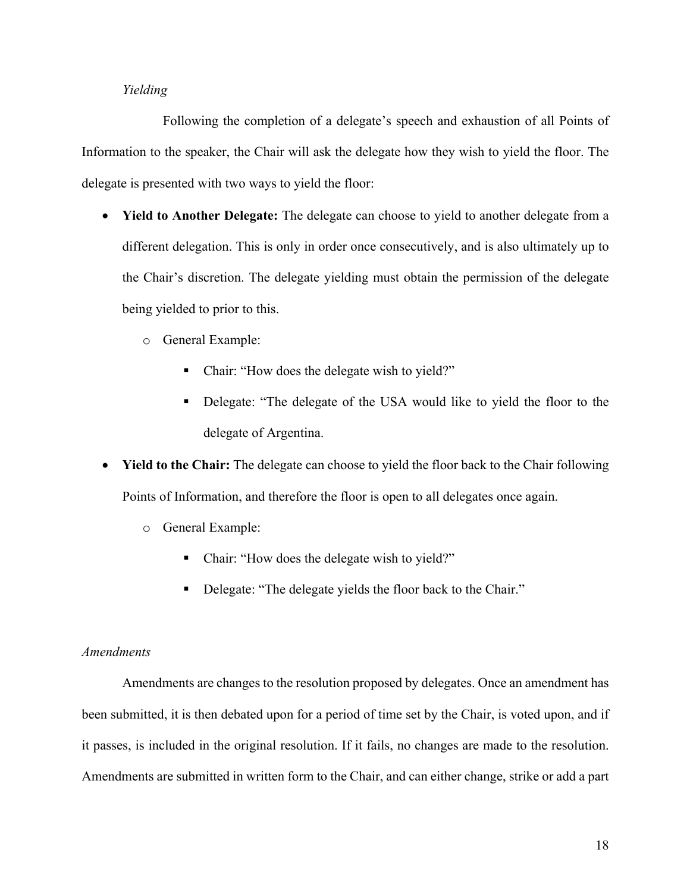*Yielding*

Following the completion of a delegate's speech and exhaustion of all Points of Information to the speaker, the Chair will ask the delegate how they wish to yield the floor. The delegate is presented with two ways to yield the floor:

- **Yield to Another Delegate:** The delegate can choose to yield to another delegate from a different delegation. This is only in order once consecutively, and is also ultimately up to the Chair's discretion. The delegate yielding must obtain the permission of the delegate being yielded to prior to this.
    - General Example:
        - Chair: "How does the delegate wish to yield?"
        - Delegate: "The delegate of the USA would like to yield the floor to the delegate of Argentina.
- **Yield to the Chair:** The delegate can choose to yield the floor back to the Chair following Points of Information, and therefore the floor is open to all delegates once again.
    - General Example:
        - Chair: "How does the delegate wish to yield?"
        - Delegate: "The delegate yields the floor back to the Chair."

*Amendments*

Amendments are changes to the resolution proposed by delegates. Once an amendment has been submitted, it is then debated upon for a period of time set by the Chair, is voted upon, and if it passes, is included in the original resolution. If it fails, no changes are made to the resolution. Amendments are submitted in written form to the Chair, and can either change, strike or add a part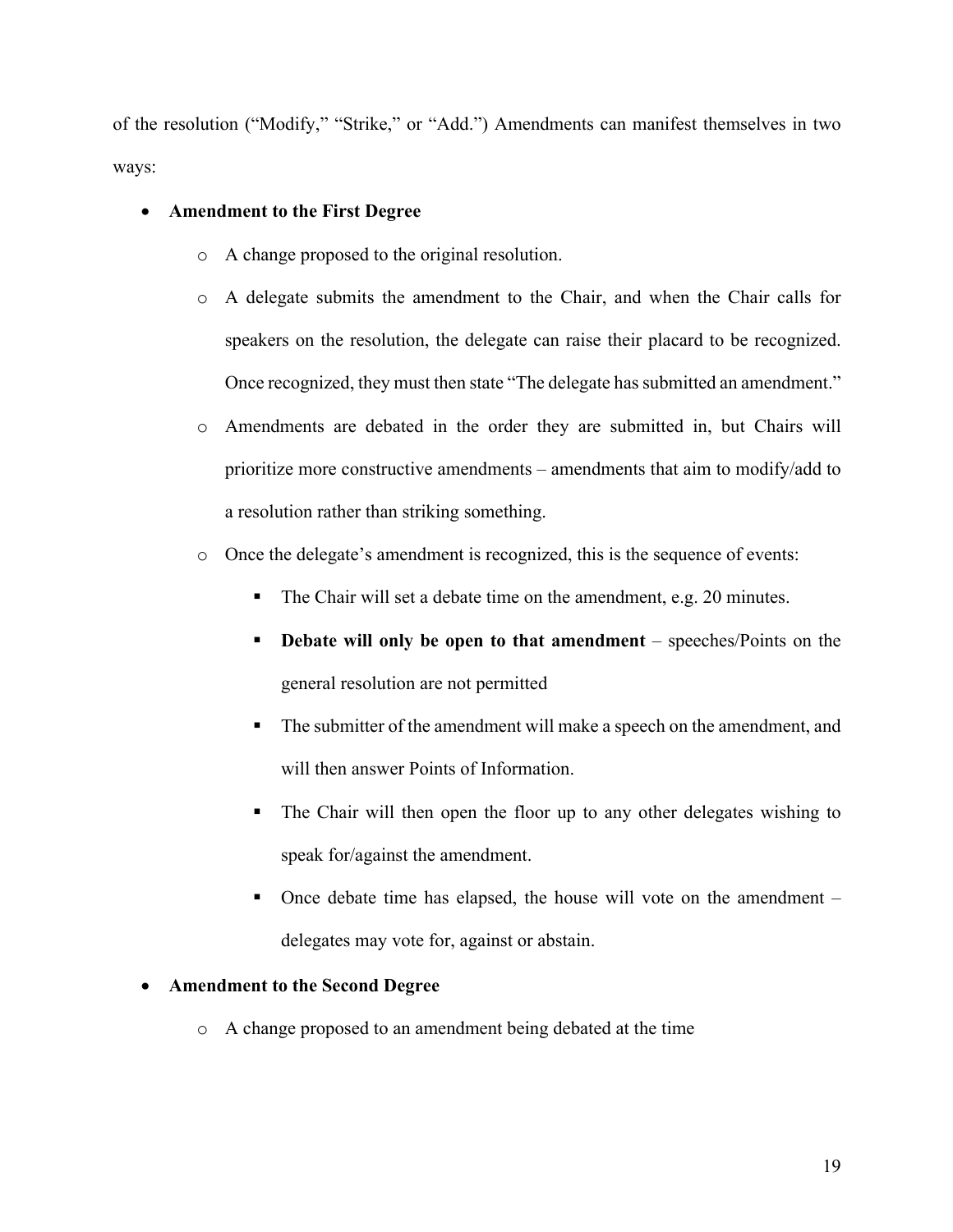of the resolution ("Modify," "Strike," or "Add.") Amendments can manifest themselves in two ways:

- **Amendment to the First Degree**
  - A change proposed to the original resolution.
  - A delegate submits the amendment to the Chair, and when the Chair calls for speakers on the resolution, the delegate can raise their placard to be recognized. Once recognized, they must then state "The delegate has submitted an amendment."
  - Amendments are debated in the order they are submitted in, but Chairs will prioritize more constructive amendments – amendments that aim to modify/add to a resolution rather than striking something.
  - Once the delegate's amendment is recognized, this is the sequence of events:
    - The Chair will set a debate time on the amendment, e.g. 20 minutes.
    - **Debate will only be open to that amendment** – speeches/Points on the general resolution are not permitted
    - The submitter of the amendment will make a speech on the amendment, and will then answer Points of Information.
    - The Chair will then open the floor up to any other delegates wishing to speak for/against the amendment.
    - Once debate time has elapsed, the house will vote on the amendment – delegates may vote for, against or abstain.
- **Amendment to the Second Degree**
  - A change proposed to an amendment being debated at the time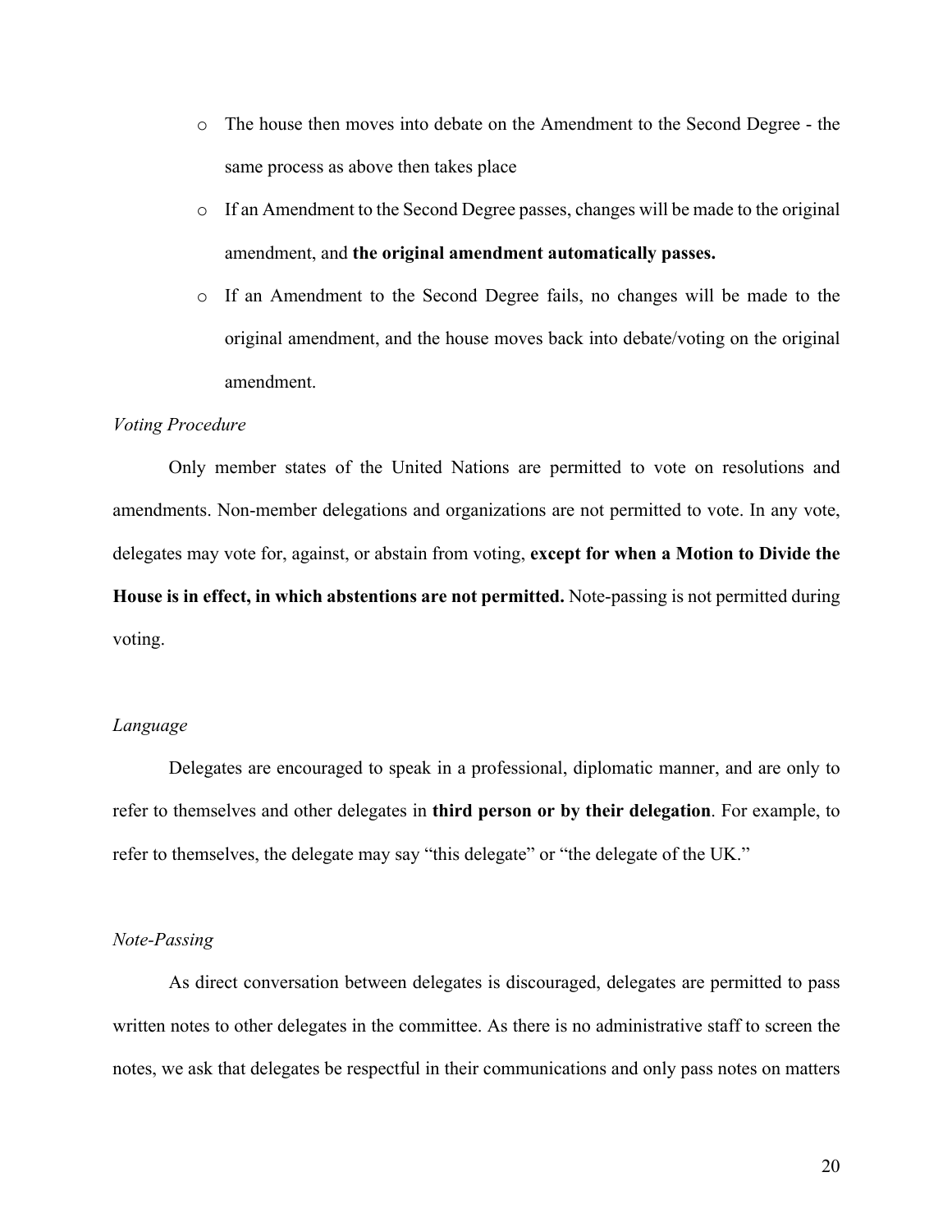- The house then moves into debate on the Amendment to the Second Degree - the same process as above then takes place
- If an Amendment to the Second Degree passes, changes will be made to the original amendment, and **the original amendment automatically passes.**
- If an Amendment to the Second Degree fails, no changes will be made to the original amendment, and the house moves back into debate/voting on the original amendment.

*Voting Procedure*

Only member states of the United Nations are permitted to vote on resolutions and amendments. Non-member delegations and organizations are not permitted to vote. In any vote, delegates may vote for, against, or abstain from voting, **except for when a Motion to Divide the House is in effect, in which abstentions are not permitted.** Note-passing is not permitted during voting.

*Language*

Delegates are encouraged to speak in a professional, diplomatic manner, and are only to refer to themselves and other delegates in **third person or by their delegation**. For example, to refer to themselves, the delegate may say "this delegate" or "the delegate of the UK."

*Note-Passing*

As direct conversation between delegates is discouraged, delegates are permitted to pass written notes to other delegates in the committee. As there is no administrative staff to screen the notes, we ask that delegates be respectful in their communications and only pass notes on matters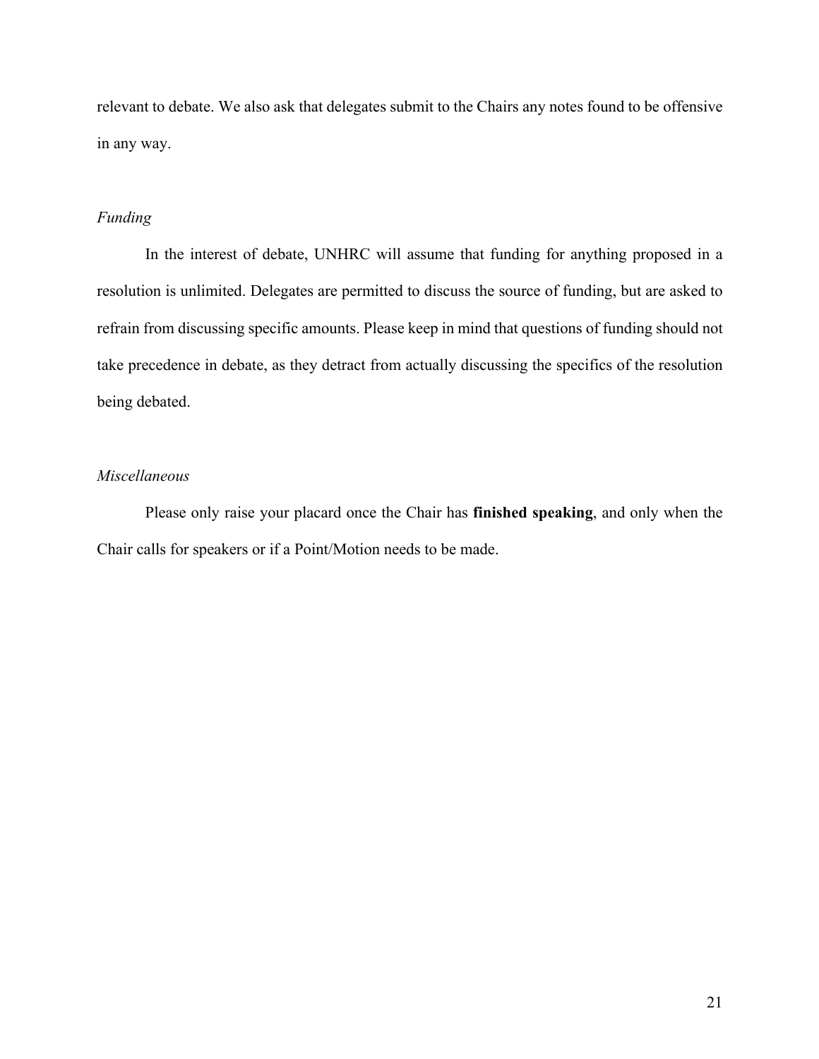relevant to debate. We also ask that delegates submit to the Chairs any notes found to be offensive in any way.

*Funding*

In the interest of debate, UNHRC will assume that funding for anything proposed in a resolution is unlimited. Delegates are permitted to discuss the source of funding, but are asked to refrain from discussing specific amounts. Please keep in mind that questions of funding should not take precedence in debate, as they detract from actually discussing the specifics of the resolution being debated.

*Miscellaneous*

Please only raise your placard once the Chair has **finished speaking**, and only when the Chair calls for speakers or if a Point/Motion needs to be made.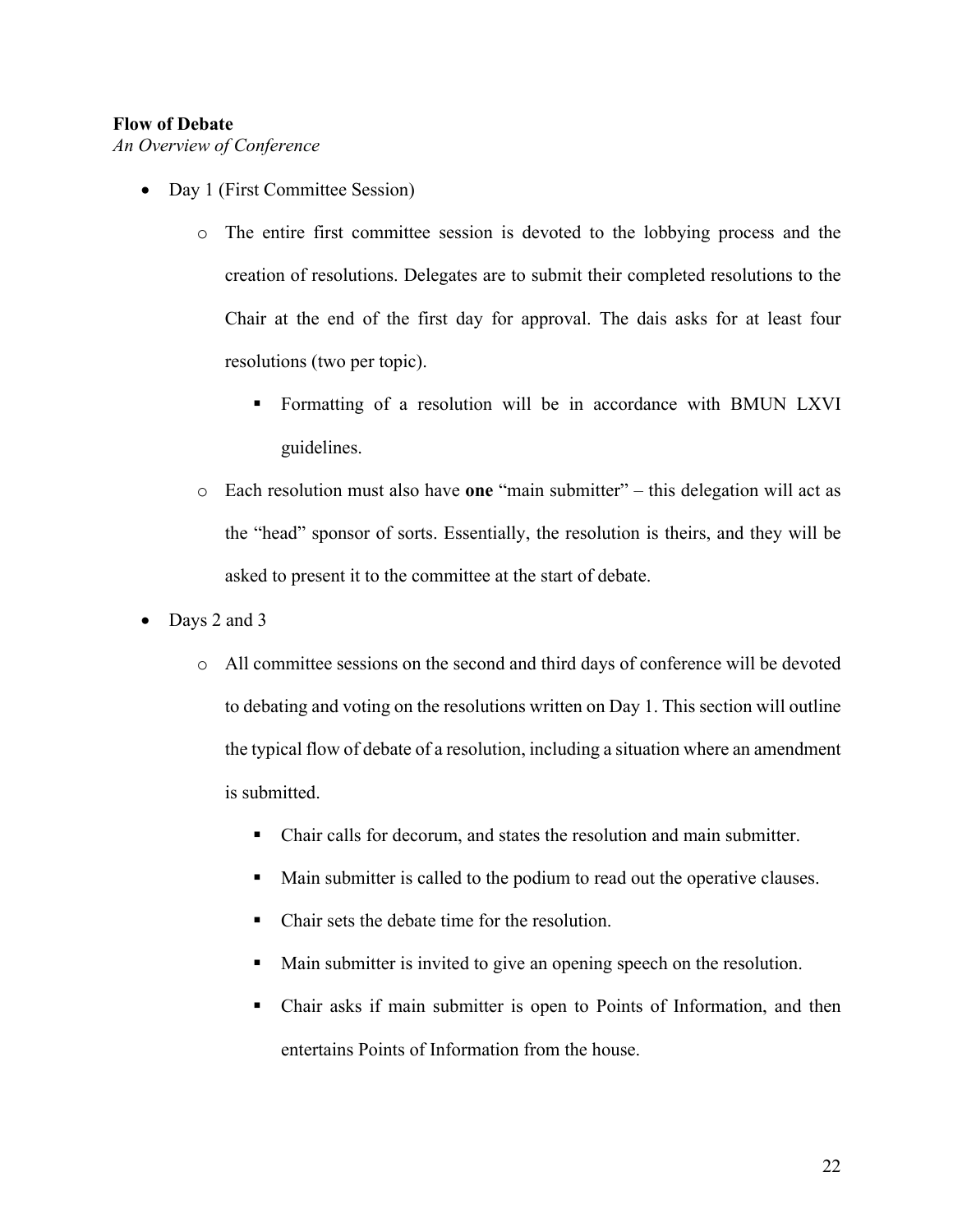**Flow of Debate**

*An Overview of Conference*

- Day 1 (First Committee Session)
  - The entire first committee session is devoted to the lobbying process and the creation of resolutions. Delegates are to submit their completed resolutions to the Chair at the end of the first day for approval. The dais asks for at least four resolutions (two per topic).
    - Formatting of a resolution will be in accordance with BMUN LXVI guidelines.
  - Each resolution must also have **one** "main submitter" – this delegation will act as the "head" sponsor of sorts. Essentially, the resolution is theirs, and they will be asked to present it to the committee at the start of debate.
- Days 2 and 3
  - All committee sessions on the second and third days of conference will be devoted to debating and voting on the resolutions written on Day 1. This section will outline the typical flow of debate of a resolution, including a situation where an amendment is submitted.
    - Chair calls for decorum, and states the resolution and main submitter.
    - Main submitter is called to the podium to read out the operative clauses.
    - Chair sets the debate time for the resolution.
    - Main submitter is invited to give an opening speech on the resolution.
    - Chair asks if main submitter is open to Points of Information, and then entertains Points of Information from the house.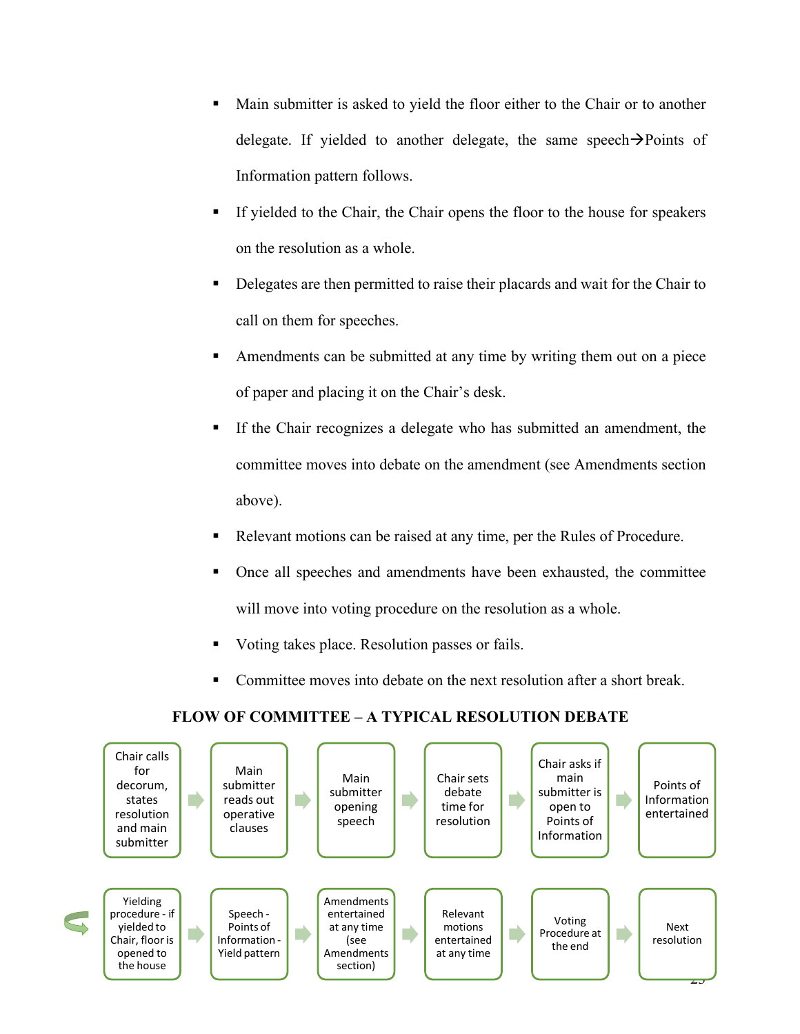- Main submitter is asked to yield the floor either to the Chair or to another delegate. If yielded to another delegate, the same speech→Points of Information pattern follows.
- If yielded to the Chair, the Chair opens the floor to the house for speakers on the resolution as a whole.
- Delegates are then permitted to raise their placards and wait for the Chair to call on them for speeches.
- Amendments can be submitted at any time by writing them out on a piece of paper and placing it on the Chair's desk.
- If the Chair recognizes a delegate who has submitted an amendment, the committee moves into debate on the amendment (see Amendments section above).
- Relevant motions can be raised at any time, per the Rules of Procedure.
- Once all speeches and amendments have been exhausted, the committee will move into voting procedure on the resolution as a whole.
- Voting takes place. Resolution passes or fails.
- Committee moves into debate on the next resolution after a short break.

**FLOW OF COMMITTEE – A TYPICAL RESOLUTION DEBATE**

Chair calls for decorum, states resolution and main submitter

Main submitter reads out operative clauses

Main submitter opening speech

Chair sets debate time for resolution

Chair asks if main submitter is open to Points of Information

Points of Information entertained

Yielding procedure - if yielded to Chair, floor is opened to the house

Speech - Points of Information - Yield pattern

Amendments entertained at any time (see Amendments section)

Relevant motions entertained at any time

Voting Procedure at the end

Next resolution